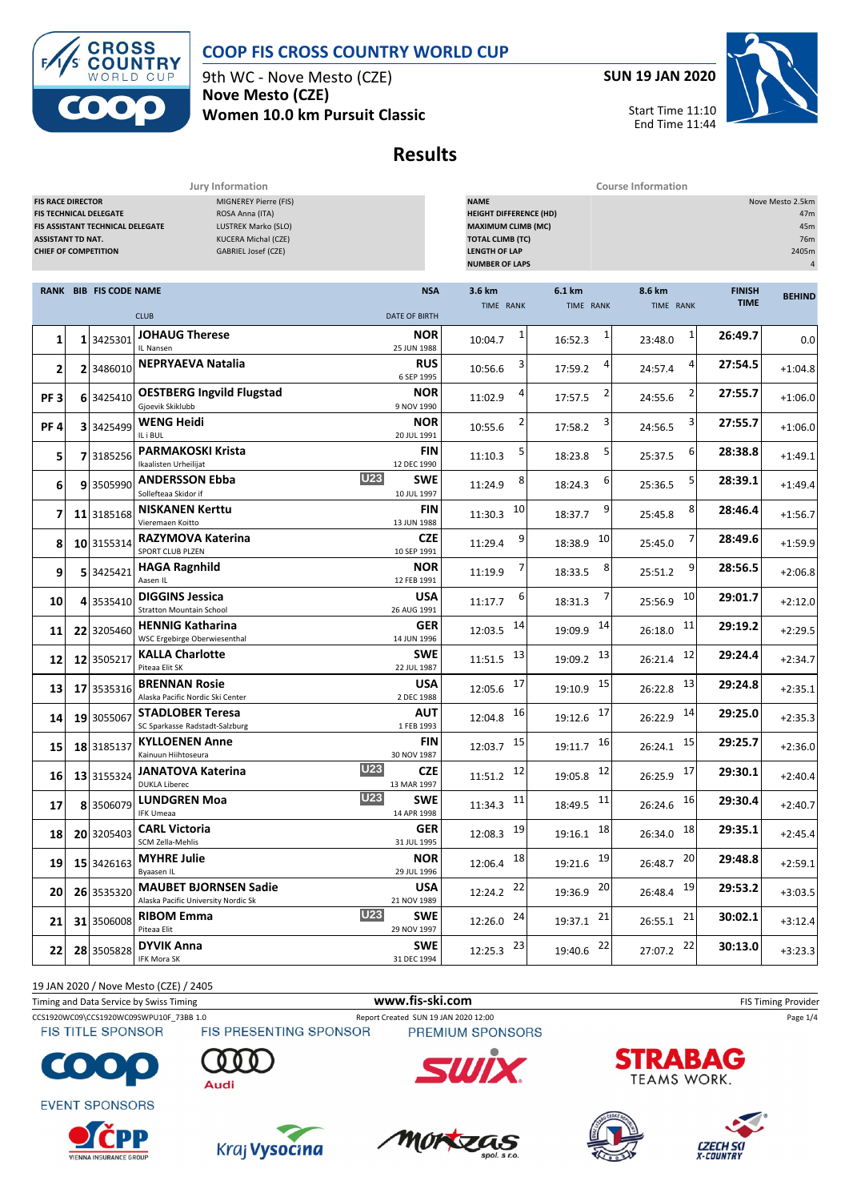# COOP FIS CROSS COUNTRY WORLD CUP

9th WC - Nove Mesto (CZE)

**Nove Mesto (CZE)**

**Women 10.0 km Pursuit Classic**

**SUN 19 JAN 2020**

Start Time 11:10
End Time 11:44

## Results

| Jury Information | |
|---|---|
| FIS RACE DIRECTOR | MIGNEREY Pierre (FIS) |
| FIS TECHNICAL DELEGATE | ROSA Anna (ITA) |
| FIS ASSISTANT TECHNICAL DELEGATE | LUSTREK Marko (SLO) |
| ASSISTANT TD NAT. | KUCERA Michal (CZE) |
| CHIEF OF COMPETITION | GABRIEL Josef (CZE) |

| Course Information | |
|---|---|
| NAME | Nove Mesto 2.5km |
| HEIGHT DIFFERENCE (HD) | 47m |
| MAXIMUM CLIMB (MC) | 45m |
| TOTAL CLIMB (TC) | 76m |
| LENGTH OF LAP | 2405m |
| NUMBER OF LAPS | 4 |

| RANK | BIB | FIS CODE | NAME / CLUB | | NSA / DATE OF BIRTH | 3.6 km TIME | 3.6 km RANK | 6.1 km TIME | 6.1 km RANK | 8.6 km TIME | 8.6 km RANK | FINISH TIME | BEHIND |
|---|---|---|---|---|---|---|---|---|---|---|---|---|---|
| 1 | 1 | 3425301 | **JOHAUG Therese** IL Nansen | | NOR 25 JUN 1988 | 10:04.7 | 1 | 16:52.3 | 1 | 23:48.0 | 1 | 26:49.7 | 0.0 |
| 2 | 2 | 3486010 | **NEPRYAEVA Natalia** | | RUS 6 SEP 1995 | 10:56.6 | 3 | 17:59.2 | 4 | 24:57.4 | 4 | 27:54.5 | +1:04.8 |
| PF 3 | 6 | 3425410 | **OESTBERG Ingvild Flugstad** Gjoevik Skiklubb | | NOR 9 NOV 1990 | 11:02.9 | 4 | 17:57.5 | 2 | 24:55.6 | 2 | 27:55.7 | +1:06.0 |
| PF 4 | 3 | 3425499 | **WENG Heidi** IL i BUL | | NOR 20 JUL 1991 | 10:55.6 | 2 | 17:58.2 | 3 | 24:56.5 | 3 | 27:55.7 | +1:06.0 |
| 5 | 7 | 3185256 | **PARMAKOSKI Krista** Ikaalisten Urheilijat | | FIN 12 DEC 1990 | 11:10.3 | 5 | 18:23.8 | 5 | 25:37.5 | 6 | 28:38.8 | +1:49.1 |
| 6 | 9 | 3505990 | **ANDERSSON Ebba** Sollefteaa Skidor if | U23 | SWE 10 JUL 1997 | 11:24.9 | 8 | 18:24.3 | 6 | 25:36.5 | 5 | 28:39.1 | +1:49.4 |
| 7 | 11 | 3185168 | **NISKANEN Kerttu** Vieremaen Koitto | | FIN 13 JUN 1988 | 11:30.3 | 10 | 18:37.7 | 9 | 25:45.8 | 8 | 28:46.4 | +1:56.7 |
| 8 | 10 | 3155314 | **RAZYMOVA Katerina** SPORT CLUB PLZEN | | CZE 10 SEP 1991 | 11:29.4 | 9 | 18:38.9 | 10 | 25:45.0 | 7 | 28:49.6 | +1:59.9 |
| 9 | 5 | 3425421 | **HAGA Ragnhild** Aasen IL | | NOR 12 FEB 1991 | 11:19.9 | 7 | 18:33.5 | 8 | 25:51.2 | 9 | 28:56.5 | +2:06.8 |
| 10 | 4 | 3535410 | **DIGGINS Jessica** Stratton Mountain School | | USA 26 AUG 1991 | 11:17.7 | 6 | 18:31.3 | 7 | 25:56.9 | 10 | 29:01.7 | +2:12.0 |
| 11 | 22 | 3205460 | **HENNIG Katharina** WSC Ergebirge Oberwiesenthal | | GER 14 JUN 1996 | 12:03.5 | 14 | 19:09.9 | 14 | 26:18.0 | 11 | 29:19.2 | +2:29.5 |
| 12 | 12 | 3505217 | **KALLA Charlotte** Piteaa Elit SK | | SWE 22 JUL 1987 | 11:51.5 | 13 | 19:09.2 | 13 | 26:21.4 | 12 | 29:24.4 | +2:34.7 |
| 13 | 17 | 3535316 | **BRENNAN Rosie** Alaska Pacific Nordic Ski Center | | USA 2 DEC 1988 | 12:05.6 | 17 | 19:10.9 | 15 | 26:22.8 | 13 | 29:24.8 | +2:35.1 |
| 14 | 19 | 3055067 | **STADLOBER Teresa** SC Sparkasse Radstadt-Salzburg | | AUT 1 FEB 1993 | 12:04.8 | 16 | 19:12.6 | 17 | 26:22.9 | 14 | 29:25.0 | +2:35.3 |
| 15 | 18 | 3185137 | **KYLLOENEN Anne** Kainuun Hiihtoseura | | FIN 30 NOV 1987 | 12:03.7 | 15 | 19:11.7 | 16 | 26:24.1 | 15 | 29:25.7 | +2:36.0 |
| 16 | 13 | 3155324 | **JANATOVA Katerina** DUKLA Liberec | U23 | CZE 13 MAR 1997 | 11:51.2 | 12 | 19:05.8 | 12 | 26:25.9 | 17 | 29:30.1 | +2:40.4 |
| 17 | 8 | 3506079 | **LUNDGREN Moa** IFK Umeaa | U23 | SWE 14 APR 1998 | 11:34.3 | 11 | 18:49.5 | 11 | 26:24.6 | 16 | 29:30.4 | +2:40.7 |
| 18 | 20 | 3205403 | **CARL Victoria** SCM Zella-Mehlis | | GER 31 JUL 1995 | 12:08.3 | 19 | 19:16.1 | 18 | 26:34.0 | 18 | 29:35.1 | +2:45.4 |
| 19 | 15 | 3426163 | **MYHRE Julie** Byaasen IL | | NOR 29 JUL 1996 | 12:06.4 | 18 | 19:21.6 | 19 | 26:48.7 | 20 | 29:48.8 | +2:59.1 |
| 20 | 26 | 3535320 | **MAUBET BJORNSEN Sadie** Alaska Pacific University Nordic Sk | | USA 21 NOV 1989 | 12:24.2 | 22 | 19:36.9 | 20 | 26:48.4 | 19 | 29:53.2 | +3:03.5 |
| 21 | 31 | 3506008 | **RIBOM Emma** Piteaa Elit | U23 | SWE 29 NOV 1997 | 12:26.0 | 24 | 19:37.1 | 21 | 26:55.1 | 21 | 30:02.1 | +3:12.4 |
| 22 | 28 | 3505828 | **DYVIK Anna** IFK Mora SK | | SWE 31 DEC 1994 | 12:25.3 | 23 | 19:40.6 | 22 | 27:07.2 | 22 | 30:13.0 | +3:23.3 |

19 JAN 2020 / Nove Mesto (CZE) / 2405

Timing and Data Service by Swiss Timing — www.fis-ski.com — FIS Timing Provider

CCS1920WC09\CCS1920WC09SWPU10F_73BB 1.0 — Report Created SUN 19 JAN 2020 12:00

FIS TITLE SPONSOR — FIS PRESENTING SPONSOR — PREMIUM SPONSORS

EVENT SPONSORS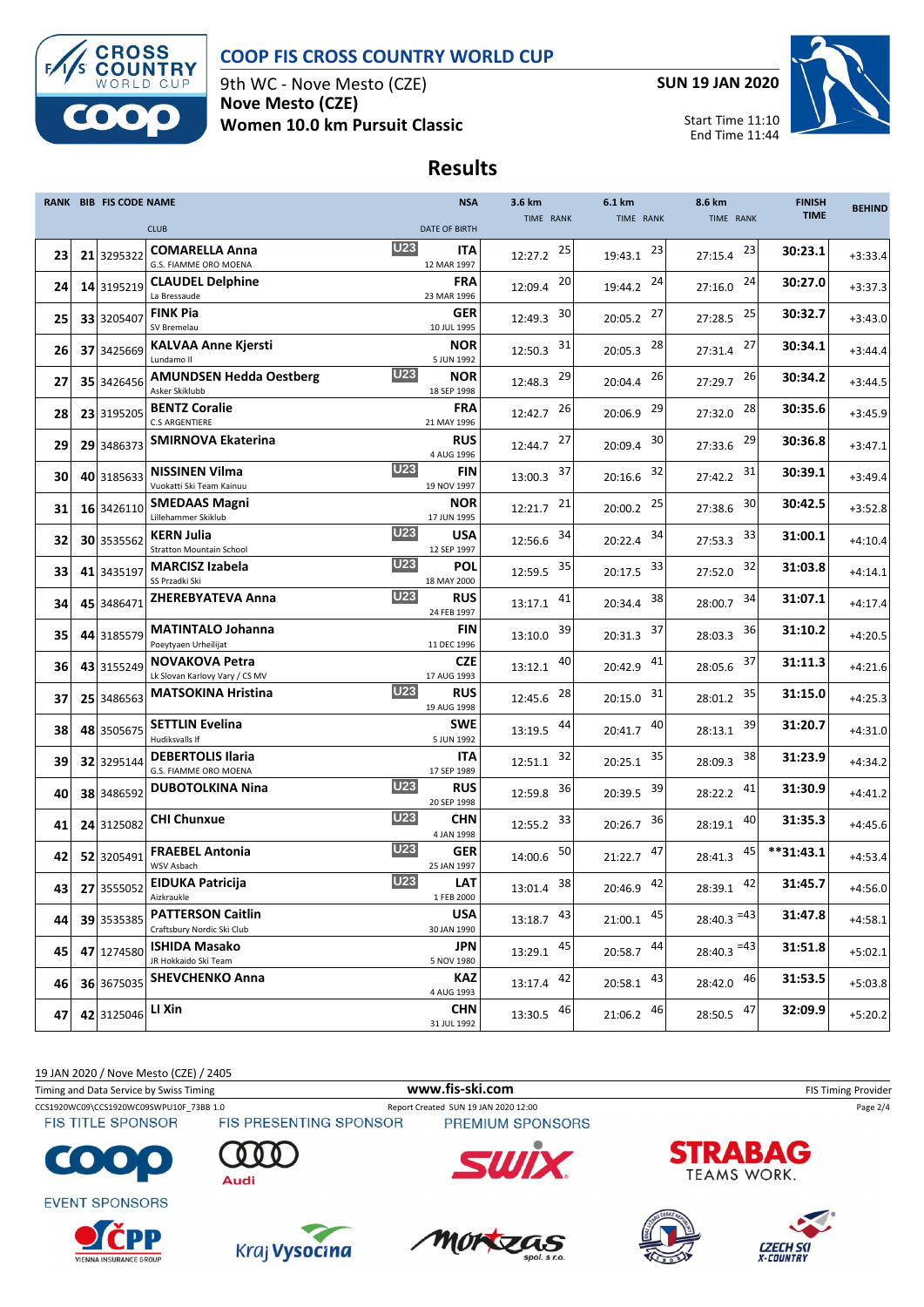# COOP FIS CROSS COUNTRY WORLD CUP

9th WC - Nove Mesto (CZE)
**Nove Mesto (CZE)**
**Women 10.0 km Pursuit Classic**

**SUN 19 JAN 2020**

Start Time 11:10
End Time 11:44

## Results

| RANK | BIB | FIS CODE | NAME / CLUB | | NSA / DATE OF BIRTH | 3.6 km TIME | RANK | 6.1 km TIME | RANK | 8.6 km TIME | RANK | FINISH TIME | BEHIND |
|---|---|---|---|---|---|---|---|---|---|---|---|---|---|
| 23 | 21 | 3295322 | **COMARELLA Anna** G.S. FIAMME ORO MOENA | U23 | **ITA** 12 MAR 1997 | 12:27.2 | 25 | 19:43.1 | 23 | 27:15.4 | 23 | **30:23.1** | +3:33.4 |
| 24 | 14 | 3195219 | **CLAUDEL Delphine** La Bressaude | | **FRA** 23 MAR 1996 | 12:09.4 | 20 | 19:44.2 | 24 | 27:16.0 | 24 | **30:27.0** | +3:37.3 |
| 25 | 33 | 3205407 | **FINK Pia** SV Bremelau | | **GER** 10 JUL 1995 | 12:49.3 | 30 | 20:05.2 | 27 | 27:28.5 | 25 | **30:32.7** | +3:43.0 |
| 26 | 37 | 3425669 | **KALVAA Anne Kjersti** Lundamo Il | | **NOR** 5 JUN 1992 | 12:50.3 | 31 | 20:05.3 | 28 | 27:31.4 | 27 | **30:34.1** | +3:44.4 |
| 27 | 35 | 3426456 | **AMUNDSEN Hedda Oestberg** Asker Skiklubb | U23 | **NOR** 18 SEP 1998 | 12:48.3 | 29 | 20:04.4 | 26 | 27:29.7 | 26 | **30:34.2** | +3:44.5 |
| 28 | 23 | 3195205 | **BENTZ Coralie** C.S ARGENTIERE | | **FRA** 21 MAY 1996 | 12:42.7 | 26 | 20:06.9 | 29 | 27:32.0 | 28 | **30:35.6** | +3:45.9 |
| 29 | 29 | 3486373 | **SMIRNOVA Ekaterina** | | **RUS** 4 AUG 1996 | 12:44.7 | 27 | 20:09.4 | 30 | 27:33.6 | 29 | **30:36.8** | +3:47.1 |
| 30 | 40 | 3185633 | **NISSINEN Vilma** Vuokatti Ski Team Kainuu | U23 | **FIN** 19 NOV 1997 | 13:00.3 | 37 | 20:16.6 | 32 | 27:42.2 | 31 | **30:39.1** | +3:49.4 |
| 31 | 16 | 3426110 | **SMEDAAS Magni** Lillehammer Skiklub | | **NOR** 17 JUN 1995 | 12:21.7 | 21 | 20:00.2 | 25 | 27:38.6 | 30 | **30:42.5** | +3:52.8 |
| 32 | 30 | 3535562 | **KERN Julia** Stratton Mountain School | U23 | **USA** 12 SEP 1997 | 12:56.6 | 34 | 20:22.4 | 34 | 27:53.3 | 33 | **31:00.1** | +4:10.4 |
| 33 | 41 | 3435197 | **MARCISZ Izabela** SS Przadki Ski | U23 | **POL** 18 MAY 2000 | 12:59.5 | 35 | 20:17.5 | 33 | 27:52.0 | 32 | **31:03.8** | +4:14.1 |
| 34 | 45 | 3486471 | **ZHEREBYATEVA Anna** | U23 | **RUS** 24 FEB 1997 | 13:17.1 | 41 | 20:34.4 | 38 | 28:00.7 | 34 | **31:07.1** | +4:17.4 |
| 35 | 44 | 3185579 | **MATINTALO Johanna** Poeytyaen Urheilijat | | **FIN** 11 DEC 1996 | 13:10.0 | 39 | 20:31.3 | 37 | 28:03.3 | 36 | **31:10.2** | +4:20.5 |
| 36 | 43 | 3155249 | **NOVAKOVA Petra** Lk Slovan Karlovy Vary / CS MV | | **CZE** 17 AUG 1993 | 13:12.1 | 40 | 20:42.9 | 41 | 28:05.6 | 37 | **31:11.3** | +4:21.6 |
| 37 | 25 | 3486563 | **MATSOKINA Hristina** | U23 | **RUS** 19 AUG 1998 | 12:45.6 | 28 | 20:15.0 | 31 | 28:01.2 | 35 | **31:15.0** | +4:25.3 |
| 38 | 48 | 3505675 | **SETTLIN Evelina** Hudiksvalls If | | **SWE** 5 JUN 1992 | 13:19.5 | 44 | 20:41.7 | 40 | 28:13.1 | 39 | **31:20.7** | +4:31.0 |
| 39 | 32 | 3295144 | **DEBERTOLIS Ilaria** G.S. FIAMME ORO MOENA | | **ITA** 17 SEP 1989 | 12:51.1 | 32 | 20:25.1 | 35 | 28:09.3 | 38 | **31:23.9** | +4:34.2 |
| 40 | 38 | 3486592 | **DUBOTOLKINA Nina** | U23 | **RUS** 20 SEP 1998 | 12:59.8 | 36 | 20:39.5 | 39 | 28:22.2 | 41 | **31:30.9** | +4:41.2 |
| 41 | 24 | 3125082 | **CHI Chunxue** | U23 | **CHN** 4 JAN 1998 | 12:55.2 | 33 | 20:26.7 | 36 | 28:19.1 | 40 | **31:35.3** | +4:45.6 |
| 42 | 52 | 3205491 | **FRAEBEL Antonia** WSV Asbach | U23 | **GER** 25 JAN 1997 | 14:00.6 | 50 | 21:22.7 | 47 | 28:41.3 | 45 | **\*\*31:43.1** | +4:53.4 |
| 43 | 27 | 3555052 | **EIDUKA Patricija** Aizkraukle | U23 | **LAT** 1 FEB 2000 | 13:01.4 | 38 | 20:46.9 | 42 | 28:39.1 | 42 | **31:45.7** | +4:56.0 |
| 44 | 39 | 3535385 | **PATTERSON Caitlin** Craftsbury Nordic Ski Club | | **USA** 30 JAN 1990 | 13:18.7 | 43 | 21:00.1 | 45 | 28:40.3 | =43 | **31:47.8** | +4:58.1 |
| 45 | 47 | 1274580 | **ISHIDA Masako** JR Hokkaido Ski Team | | **JPN** 5 NOV 1980 | 13:29.1 | 45 | 20:58.7 | 44 | 28:40.3 | =43 | **31:51.8** | +5:02.1 |
| 46 | 36 | 3675035 | **SHEVCHENKO Anna** | | **KAZ** 4 AUG 1993 | 13:17.4 | 42 | 20:58.1 | 43 | 28:42.0 | 46 | **31:53.5** | +5:03.8 |
| 47 | 42 | 3125046 | **LI Xin** | | **CHN** 31 JUL 1992 | 13:30.5 | 46 | 21:06.2 | 46 | 28:50.5 | 47 | **32:09.9** | +5:20.2 |

19 JAN 2020 / Nove Mesto (CZE) / 2405

Timing and Data Service by Swiss Timing | www.fis-ski.com | FIS Timing Provider

CCS1920WC09\CCS1920WC09SWPU10F_73BB 1.0 | Report Created SUN 19 JAN 2020 12:00

FIS TITLE SPONSOR | FIS PRESENTING SPONSOR | PREMIUM SPONSORS

EVENT SPONSORS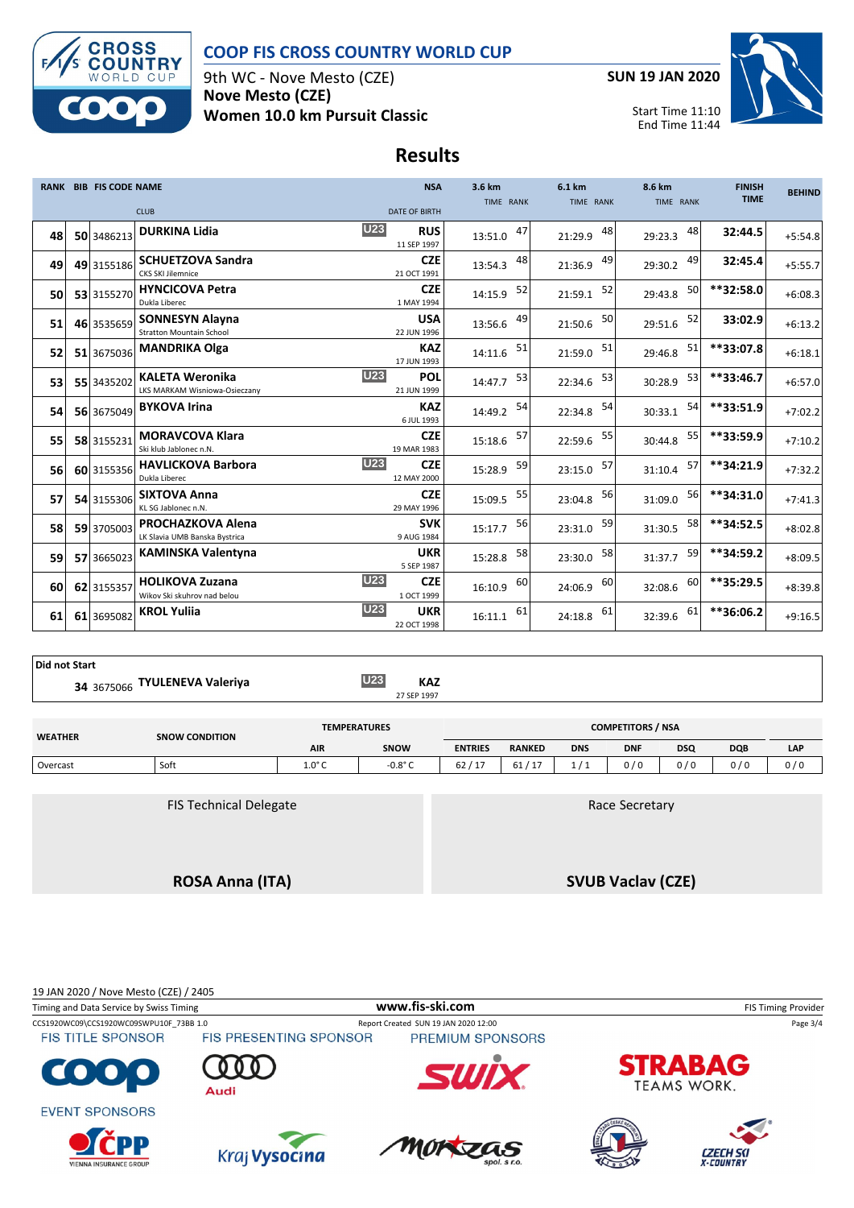# COOP FIS CROSS COUNTRY WORLD CUP

9th WC - Nove Mesto (CZE)

**Nove Mesto (CZE)**

**Women 10.0 km Pursuit Classic**

**SUN 19 JAN 2020**

Start Time 11:10
End Time 11:44

## Results

| RANK | BIB | FIS CODE | NAME / CLUB | | NSA / DATE OF BIRTH | 3.6 km TIME | RANK | 6.1 km TIME | RANK | 8.6 km TIME | RANK | FINISH TIME | BEHIND |
|---|---|---|---|---|---|---|---|---|---|---|---|---|---|
| 48 | 50 | 3486213 | **DURKINA Lidia** | U23 | RUS 11 SEP 1997 | 13:51.0 | 47 | 21:29.9 | 48 | 29:23.3 | 48 | 32:44.5 | +5:54.8 |
| 49 | 49 | 3155186 | **SCHUETZOVA Sandra** CKS SKI Jilemnice | | CZE 21 OCT 1991 | 13:54.3 | 48 | 21:36.9 | 49 | 29:30.2 | 49 | 32:45.4 | +5:55.7 |
| 50 | 53 | 3155270 | **HYNCICOVA Petra** Dukla Liberec | | CZE 1 MAY 1994 | 14:15.9 | 52 | 21:59.1 | 52 | 29:43.8 | 50 | **32:58.0 | +6:08.3 |
| 51 | 46 | 3535659 | **SONNESYN Alayna** Stratton Mountain School | | USA 22 JUN 1996 | 13:56.6 | 49 | 21:50.6 | 50 | 29:51.6 | 52 | 33:02.9 | +6:13.2 |
| 52 | 51 | 3675036 | **MANDRIKA Olga** | | KAZ 17 JUN 1993 | 14:11.6 | 51 | 21:59.0 | 51 | 29:46.8 | 51 | **33:07.8 | +6:18.1 |
| 53 | 55 | 3435202 | **KALETA Weronika** LKS MARKAM Wisniowa-Osieczany | U23 | POL 21 JUN 1999 | 14:47.7 | 53 | 22:34.6 | 53 | 30:28.9 | 53 | **33:46.7 | +6:57.0 |
| 54 | 56 | 3675049 | **BYKOVA Irina** | | KAZ 6 JUL 1993 | 14:49.2 | 54 | 22:34.8 | 54 | 30:33.1 | 54 | **33:51.9 | +7:02.2 |
| 55 | 58 | 3155231 | **MORAVCOVA Klara** Ski klub Jablonec n.N. | | CZE 19 MAR 1983 | 15:18.6 | 57 | 22:59.6 | 55 | 30:44.8 | 55 | **33:59.9 | +7:10.2 |
| 56 | 60 | 3155356 | **HAVLICKOVA Barbora** Dukla Liberec | U23 | CZE 12 MAY 2000 | 15:28.9 | 59 | 23:15.0 | 57 | 31:10.4 | 57 | **34:21.9 | +7:32.2 |
| 57 | 54 | 3155306 | **SIXTOVA Anna** KL SG Jablonec n.N. | | CZE 29 MAY 1996 | 15:09.5 | 55 | 23:04.8 | 56 | 31:09.0 | 56 | **34:31.0 | +7:41.3 |
| 58 | 59 | 3705003 | **PROCHAZKOVA Alena** LK Slavia UMB Banska Bystrica | | SVK 9 AUG 1984 | 15:17.7 | 56 | 23:31.0 | 59 | 31:30.5 | 58 | **34:52.5 | +8:02.8 |
| 59 | 57 | 3665023 | **KAMINSKA Valentyna** | | UKR 5 SEP 1987 | 15:28.8 | 58 | 23:30.0 | 58 | 31:37.7 | 59 | **34:59.2 | +8:09.5 |
| 60 | 62 | 3155357 | **HOLIKOVA Zuzana** Wikov Ski skuhrov nad belou | U23 | CZE 1 OCT 1999 | 16:10.9 | 60 | 24:06.9 | 60 | 32:08.6 | 60 | **35:29.5 | +8:39.8 |
| 61 | 61 | 3695082 | **KROL Yuliia** | U23 | UKR 22 OCT 1998 | 16:11.1 | 61 | 24:18.8 | 61 | 32:39.6 | 61 | **36:06.2 | +9:16.5 |

**Did not Start**

| BIB | FIS CODE | NAME | | NSA / DATE OF BIRTH |
|---|---|---|---|---|
| 34 | 3675066 | **TYULENEVA Valeriya** | U23 | KAZ 27 SEP 1997 |

| WEATHER | SNOW CONDITION | TEMPERATURES | | COMPETITORS / NSA | | | | | | |
|---|---|---|---|---|---|---|---|---|---|---|
| | | AIR | SNOW | ENTRIES | RANKED | DNS | DNF | DSQ | DQB | LAP |
| Overcast | Soft | 1.0° C | -0.8° C | 62 / 17 | 61 / 17 | 1 / 1 | 0 / 0 | 0 / 0 | 0 / 0 | 0 / 0 |

| FIS Technical Delegate | Race Secretary |
|---|---|
| **ROSA Anna (ITA)** | **SVUB Vaclav (CZE)** |

19 JAN 2020 / Nove Mesto (CZE) / 2405

Timing and Data Service by Swiss Timing — www.fis-ski.com — FIS Timing Provider

CCS1920WC09\CCS1920WC09SWPU10F_73BB 1.0 — Report Created SUN 19 JAN 2020 12:00

FIS TITLE SPONSOR — FIS PRESENTING SPONSOR — PREMIUM SPONSORS

EVENT SPONSORS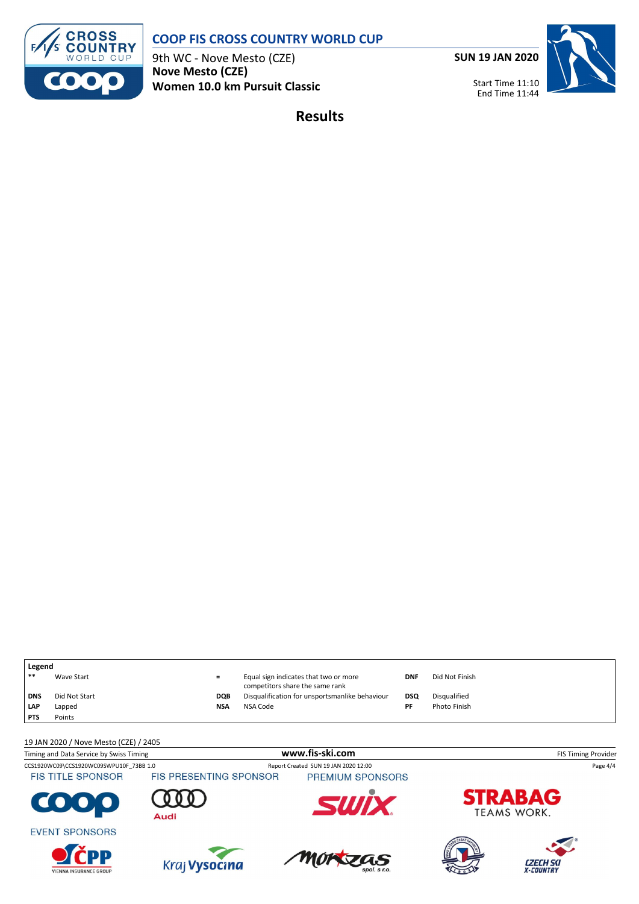# COOP FIS CROSS COUNTRY WORLD CUP

9th WC - Nove Mesto (CZE)

**Nove Mesto (CZE)**

**Women 10.0 km Pursuit Classic**

**SUN 19 JAN 2020**

Start Time 11:10
End Time 11:44

## Results

| Legend | | | | | |
|---|---|---|---|---|---|
| ** | Wave Start | = | Equal sign indicates that two or more competitors share the same rank | DNF | Did Not Finish |
| DNS | Did Not Start | DQB | Disqualification for unsportsmanlike behaviour | DSQ | Disqualified |
| LAP | Lapped | NSA | NSA Code | PF | Photo Finish |
| PTS | Points | | | | |

19 JAN 2020 / Nove Mesto (CZE) / 2405

Timing and Data Service by Swiss Timing — www.fis-ski.com — FIS Timing Provider

CCS1920WC09\CCS1920WC09SWPU10F_73BB 1.0 — Report Created SUN 19 JAN 2020 12:00

FIS TITLE SPONSOR — FIS PRESENTING SPONSOR — PREMIUM SPONSORS

EVENT SPONSORS